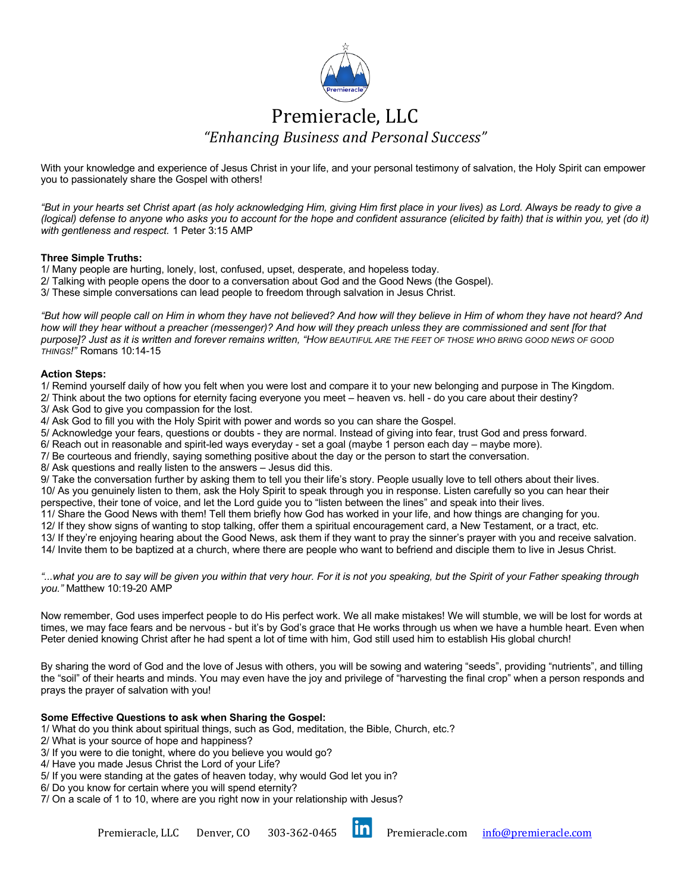# Premieracle, LLC

*"Enhancing Business and Personal Success"*

With your knowledge and experience of Jesus Christ in your life, and your personal testimony of salvation, the Holy Spirit can empower you to passionately share the Gospel with others!

*"But in your hearts set Christ apart (as holy acknowledging Him, giving Him first place in your lives) as Lord. Always be ready to give a (logical) defense to anyone who asks you to account for the hope and confident assurance (elicited by faith) that is within you, yet (do it) with gentleness and respect.* 1 Peter 3:15 AMP

**Three Simple Truths:**

1/ Many people are hurting, lonely, lost, confused, upset, desperate, and hopeless today.
2/ Talking with people opens the door to a conversation about God and the Good News (the Gospel).
3/ These simple conversations can lead people to freedom through salvation in Jesus Christ.

*"But how will people call on Him in whom they have not believed? And how will they believe in Him of whom they have not heard? And how will they hear without a preacher (messenger)? And how will they preach unless they are commissioned and sent [for that purpose]? Just as it is written and forever remains written, "HOW BEAUTIFUL ARE THE FEET OF THOSE WHO BRING GOOD NEWS OF GOOD THINGS!"* Romans 10:14-15

**Action Steps:**

1/ Remind yourself daily of how you felt when you were lost and compare it to your new belonging and purpose in The Kingdom.
2/ Think about the two options for eternity facing everyone you meet – heaven vs. hell - do you care about their destiny?
3/ Ask God to give you compassion for the lost.
4/ Ask God to fill you with the Holy Spirit with power and words so you can share the Gospel.
5/ Acknowledge your fears, questions or doubts - they are normal. Instead of giving into fear, trust God and press forward.
6/ Reach out in reasonable and spirit-led ways everyday - set a goal (maybe 1 person each day – maybe more).
7/ Be courteous and friendly, saying something positive about the day or the person to start the conversation.
8/ Ask questions and really listen to the answers – Jesus did this.
9/ Take the conversation further by asking them to tell you their life's story. People usually love to tell others about their lives.
10/ As you genuinely listen to them, ask the Holy Spirit to speak through you in response. Listen carefully so you can hear their perspective, their tone of voice, and let the Lord guide you to "listen between the lines" and speak into their lives.
11/ Share the Good News with them! Tell them briefly how God has worked in your life, and how things are changing for you.
12/ If they show signs of wanting to stop talking, offer them a spiritual encouragement card, a New Testament, or a tract, etc.
13/ If they're enjoying hearing about the Good News, ask them if they want to pray the sinner's prayer with you and receive salvation.
14/ Invite them to be baptized at a church, where there are people who want to befriend and disciple them to live in Jesus Christ.

*"...what you are to say will be given you within that very hour. For it is not you speaking, but the Spirit of your Father speaking through you."* Matthew 10:19-20 AMP

Now remember, God uses imperfect people to do His perfect work. We all make mistakes! We will stumble, we will be lost for words at times, we may face fears and be nervous - but it's by God's grace that He works through us when we have a humble heart. Even when Peter denied knowing Christ after he had spent a lot of time with him, God still used him to establish His global church!

By sharing the word of God and the love of Jesus with others, you will be sowing and watering "seeds", providing "nutrients", and tilling the "soil" of their hearts and minds. You may even have the joy and privilege of "harvesting the final crop" when a person responds and prays the prayer of salvation with you!

**Some Effective Questions to ask when Sharing the Gospel:**

1/ What do you think about spiritual things, such as God, meditation, the Bible, Church, etc.?
2/ What is your source of hope and happiness?
3/ If you were to die tonight, where do you believe you would go?
4/ Have you made Jesus Christ the Lord of your Life?
5/ If you were standing at the gates of heaven today, why would God let you in?
6/ Do you know for certain where you will spend eternity?
7/ On a scale of 1 to 10, where are you right now in your relationship with Jesus?

Premieracle, LLC Denver, CO 303-362-0465 Premieracle.com info@premieracle.com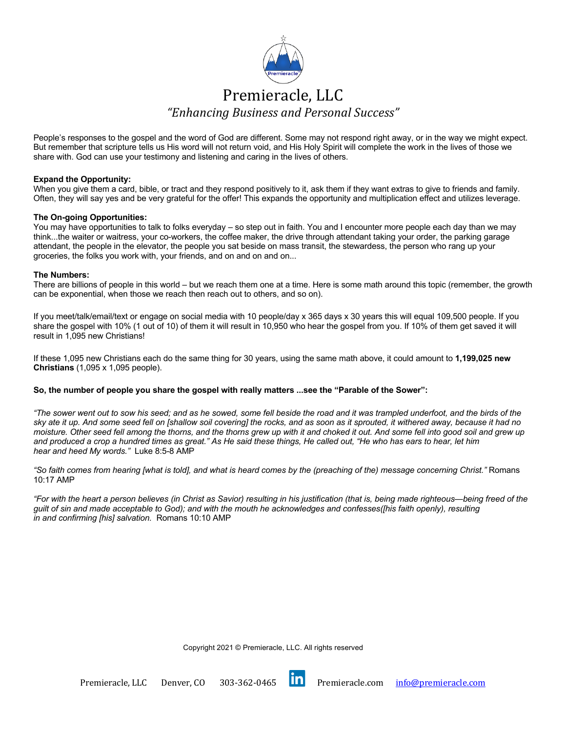# Premieracle, LLC

*"Enhancing Business and Personal Success"*

People's responses to the gospel and the word of God are different. Some may not respond right away, or in the way we might expect. But remember that scripture tells us His word will not return void, and His Holy Spirit will complete the work in the lives of those we share with. God can use your testimony and listening and caring in the lives of others.

**Expand the Opportunity:**
When you give them a card, bible, or tract and they respond positively to it, ask them if they want extras to give to friends and family. Often, they will say yes and be very grateful for the offer! This expands the opportunity and multiplication effect and utilizes leverage.

**The On-going Opportunities:**
You may have opportunities to talk to folks everyday – so step out in faith. You and I encounter more people each day than we may think...the waiter or waitress, your co-workers, the coffee maker, the drive through attendant taking your order, the parking garage attendant, the people in the elevator, the people you sat beside on mass transit, the stewardess, the person who rang up your groceries, the folks you work with, your friends, and on and on and on...

**The Numbers:**
There are billions of people in this world – but we reach them one at a time. Here is some math around this topic (remember, the growth can be exponential, when those we reach then reach out to others, and so on).

If you meet/talk/email/text or engage on social media with 10 people/day x 365 days x 30 years this will equal 109,500 people. If you share the gospel with 10% (1 out of 10) of them it will result in 10,950 who hear the gospel from you. If 10% of them get saved it will result in 1,095 new Christians!

If these 1,095 new Christians each do the same thing for 30 years, using the same math above, it could amount to **1,199,025 new Christians** (1,095 x 1,095 people).

**So, the number of people you share the gospel with really matters ...see the "Parable of the Sower":**

*"The sower went out to sow his seed; and as he sowed, some fell beside the road and it was trampled underfoot, and the birds of the sky ate it up. And some seed fell on [shallow soil covering] the rocks, and as soon as it sprouted, it withered away, because it had no moisture. Other seed fell among the thorns, and the thorns grew up with it and choked it out. And some fell into good soil and grew up and produced a crop a hundred times as great." As He said these things, He called out, "He who has ears to hear, let him hear and heed My words."* Luke 8:5-8 AMP

*"So faith comes from hearing [what is told], and what is heard comes by the (preaching of the) message concerning Christ."* Romans 10:17 AMP

*"For with the heart a person believes (in Christ as Savior) resulting in his justification (that is, being made righteous—being freed of the guilt of sin and made acceptable to God); and with the mouth he acknowledges and confesses([his faith openly), resulting in and confirming [his] salvation.* Romans 10:10 AMP

Copyright 2021 © Premieracle, LLC. All rights reserved

Premieracle, LLC Denver, CO 303-362-0465 Premieracle.com info@premieracle.com